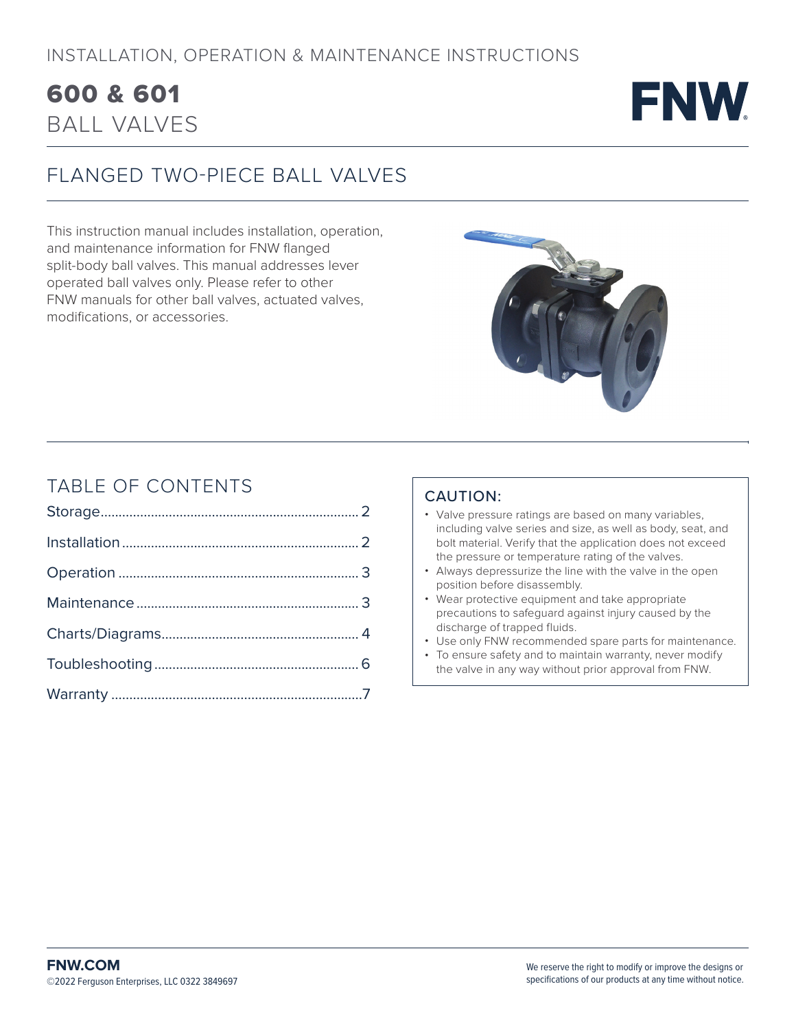INSTALLATION, OPERATION & MAINTENANCE INSTRUCTIONS

# 600 & 601 BALL VALVES

FNW

## FLANGED TWO-PIECE BALL VALVES

This instruction manual includes installation, operation, and maintenance information for FNW flanged split-body ball valves. This manual addresses lever operated ball valves only. Please refer to other FNW manuals for other ball valves, actuated valves, modifications, or accessories.

## TABLE OF CONTENTS

| | |
|---|---|
| Storage | 2 |
| Installation | 2 |
| Operation | 3 |
| Maintenance | 3 |
| Charts/Diagrams | 4 |
| Toubleshooting | 6 |
| Warranty | 7 |

### CAUTION:

- Valve pressure ratings are based on many variables, including valve series and size, as well as body, seat, and bolt material. Verify that the application does not exceed the pressure or temperature rating of the valves.
- Always depressurize the line with the valve in the open position before disassembly.
- Wear protective equipment and take appropriate precautions to safeguard against injury caused by the discharge of trapped fluids.
- Use only FNW recommended spare parts for maintenance.
- To ensure safety and to maintain warranty, never modify the valve in any way without prior approval from FNW.

**FNW.COM**
©2022 Ferguson Enterprises, LLC 0322 3849697

We reserve the right to modify or improve the designs or specifications of our products at any time without notice.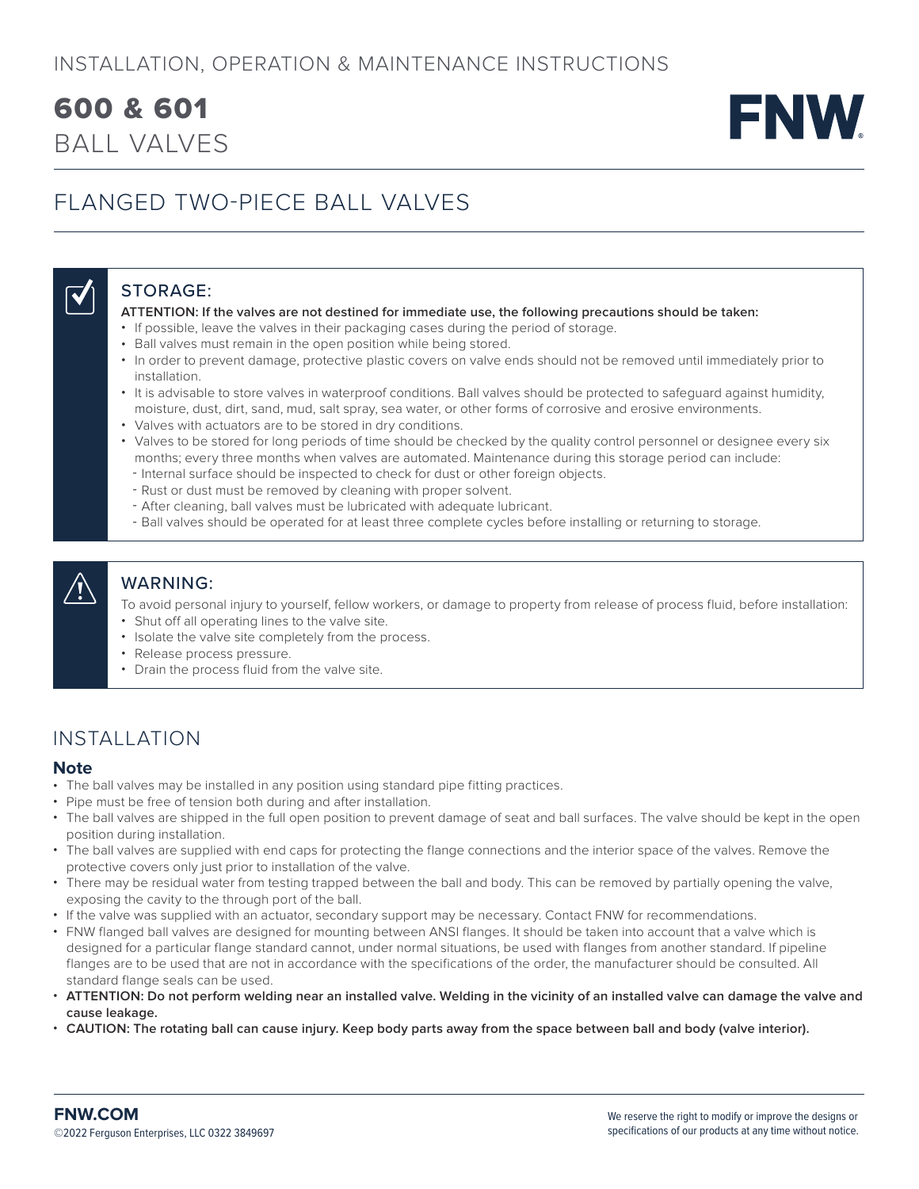INSTALLATION, OPERATION & MAINTENANCE INSTRUCTIONS

# 600 & 601 BALL VALVES

FNW

## FLANGED TWO-PIECE BALL VALVES

### STORAGE:

**ATTENTION: If the valves are not destined for immediate use, the following precautions should be taken:**

- If possible, leave the valves in their packaging cases during the period of storage.
- Ball valves must remain in the open position while being stored.
- In order to prevent damage, protective plastic covers on valve ends should not be removed until immediately prior to installation.
- It is advisable to store valves in waterproof conditions. Ball valves should be protected to safeguard against humidity, moisture, dust, dirt, sand, mud, salt spray, sea water, or other forms of corrosive and erosive environments.
- Valves with actuators are to be stored in dry conditions.
- Valves to be stored for long periods of time should be checked by the quality control personnel or designee every six months; every three months when valves are automated. Maintenance during this storage period can include:
  - Internal surface should be inspected to check for dust or other foreign objects.
  - Rust or dust must be removed by cleaning with proper solvent.
  - After cleaning, ball valves must be lubricated with adequate lubricant.
  - Ball valves should be operated for at least three complete cycles before installing or returning to storage.

### WARNING:

To avoid personal injury to yourself, fellow workers, or damage to property from release of process fluid, before installation:

- Shut off all operating lines to the valve site.
- Isolate the valve site completely from the process.
- Release process pressure.
- Drain the process fluid from the valve site.

## INSTALLATION

### Note

- The ball valves may be installed in any position using standard pipe fitting practices.
- Pipe must be free of tension both during and after installation.
- The ball valves are shipped in the full open position to prevent damage of seat and ball surfaces. The valve should be kept in the open position during installation.
- The ball valves are supplied with end caps for protecting the flange connections and the interior space of the valves. Remove the protective covers only just prior to installation of the valve.
- There may be residual water from testing trapped between the ball and body. This can be removed by partially opening the valve, exposing the cavity to the through port of the ball.
- If the valve was supplied with an actuator, secondary support may be necessary. Contact FNW for recommendations.
- FNW flanged ball valves are designed for mounting between ANSI flanges. It should be taken into account that a valve which is designed for a particular flange standard cannot, under normal situations, be used with flanges from another standard. If pipeline flanges are to be used that are not in accordance with the specifications of the order, the manufacturer should be consulted. All standard flange seals can be used.
- **ATTENTION: Do not perform welding near an installed valve. Welding in the vicinity of an installed valve can damage the valve and cause leakage.**
- **CAUTION: The rotating ball can cause injury. Keep body parts away from the space between ball and body (valve interior).**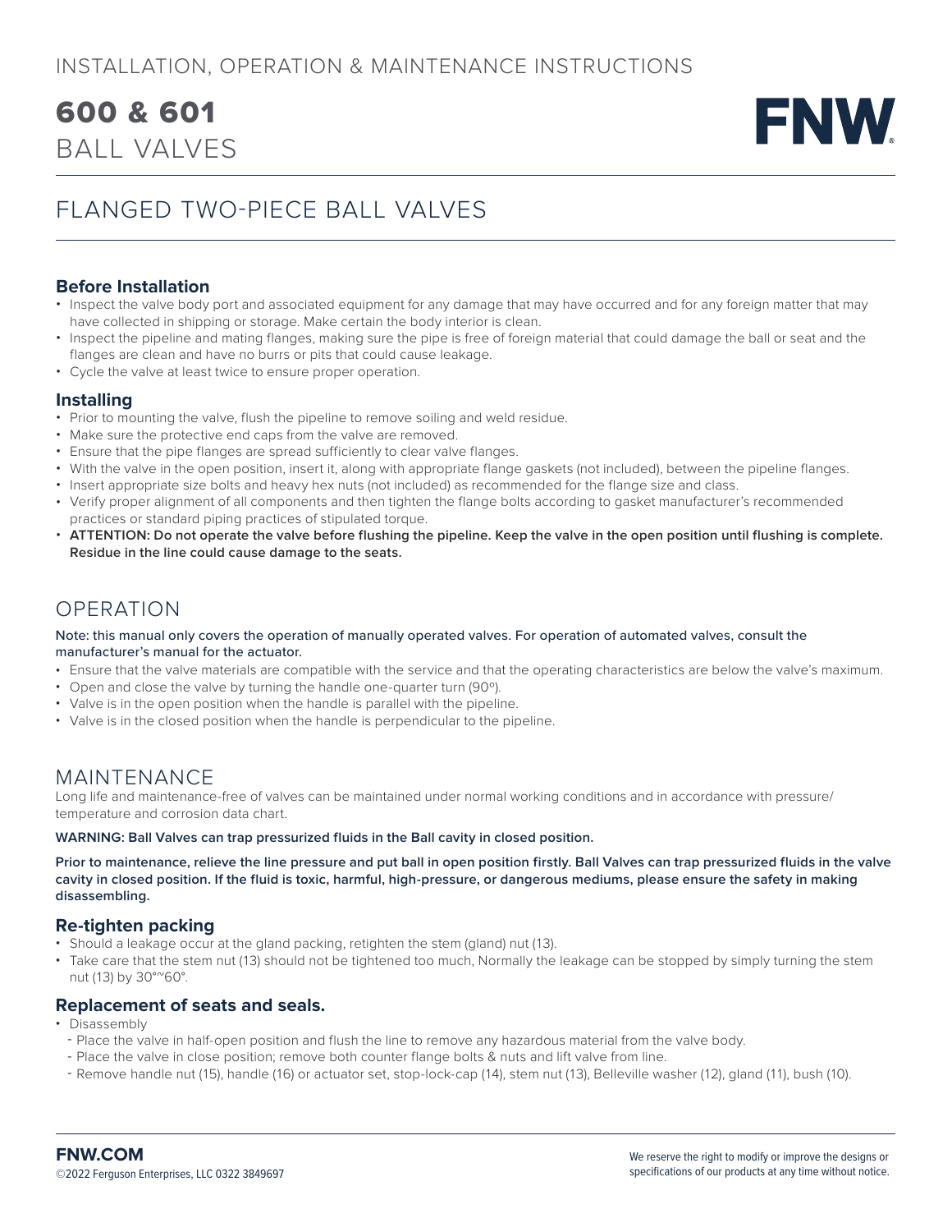# INSTALLATION, OPERATION & MAINTENANCE INSTRUCTIONS

# 600 & 601 BALL VALVES

FNW

## FLANGED TWO-PIECE BALL VALVES

### Before Installation

- Inspect the valve body port and associated equipment for any damage that may have occurred and for any foreign matter that may have collected in shipping or storage. Make certain the body interior is clean.
- Inspect the pipeline and mating flanges, making sure the pipe is free of foreign material that could damage the ball or seat and the flanges are clean and have no burrs or pits that could cause leakage.
- Cycle the valve at least twice to ensure proper operation.

### Installing

- Prior to mounting the valve, flush the pipeline to remove soiling and weld residue.
- Make sure the protective end caps from the valve are removed.
- Ensure that the pipe flanges are spread sufficiently to clear valve flanges.
- With the valve in the open position, insert it, along with appropriate flange gaskets (not included), between the pipeline flanges.
- Insert appropriate size bolts and heavy hex nuts (not included) as recommended for the flange size and class.
- Verify proper alignment of all components and then tighten the flange bolts according to gasket manufacturer's recommended practices or standard piping practices of stipulated torque.
- **ATTENTION: Do not operate the valve before flushing the pipeline. Keep the valve in the open position until flushing is complete. Residue in the line could cause damage to the seats.**

## OPERATION

**Note: this manual only covers the operation of manually operated valves. For operation of automated valves, consult the manufacturer's manual for the actuator.**

- Ensure that the valve materials are compatible with the service and that the operating characteristics are below the valve's maximum.
- Open and close the valve by turning the handle one-quarter turn (90º).
- Valve is in the open position when the handle is parallel with the pipeline.
- Valve is in the closed position when the handle is perpendicular to the pipeline.

## MAINTENANCE

Long life and maintenance-free of valves can be maintained under normal working conditions and in accordance with pressure/ temperature and corrosion data chart.

**WARNING: Ball Valves can trap pressurized fluids in the Ball cavity in closed position.**

**Prior to maintenance, relieve the line pressure and put ball in open position firstly. Ball Valves can trap pressurized fluids in the valve cavity in closed position. If the fluid is toxic, harmful, high-pressure, or dangerous mediums, please ensure the safety in making disassembling.**

### Re-tighten packing

- Should a leakage occur at the gland packing, retighten the stem (gland) nut (13).
- Take care that the stem nut (13) should not be tightened too much, Normally the leakage can be stopped by simply turning the stem nut (13) by 30°~60°.

### Replacement of seats and seals.

- Disassembly
  - Place the valve in half-open position and flush the line to remove any hazardous material from the valve body.
  - Place the valve in close position; remove both counter flange bolts & nuts and lift valve from line.
  - Remove handle nut (15), handle (16) or actuator set, stop-lock-cap (14), stem nut (13), Belleville washer (12), gland (11), bush (10).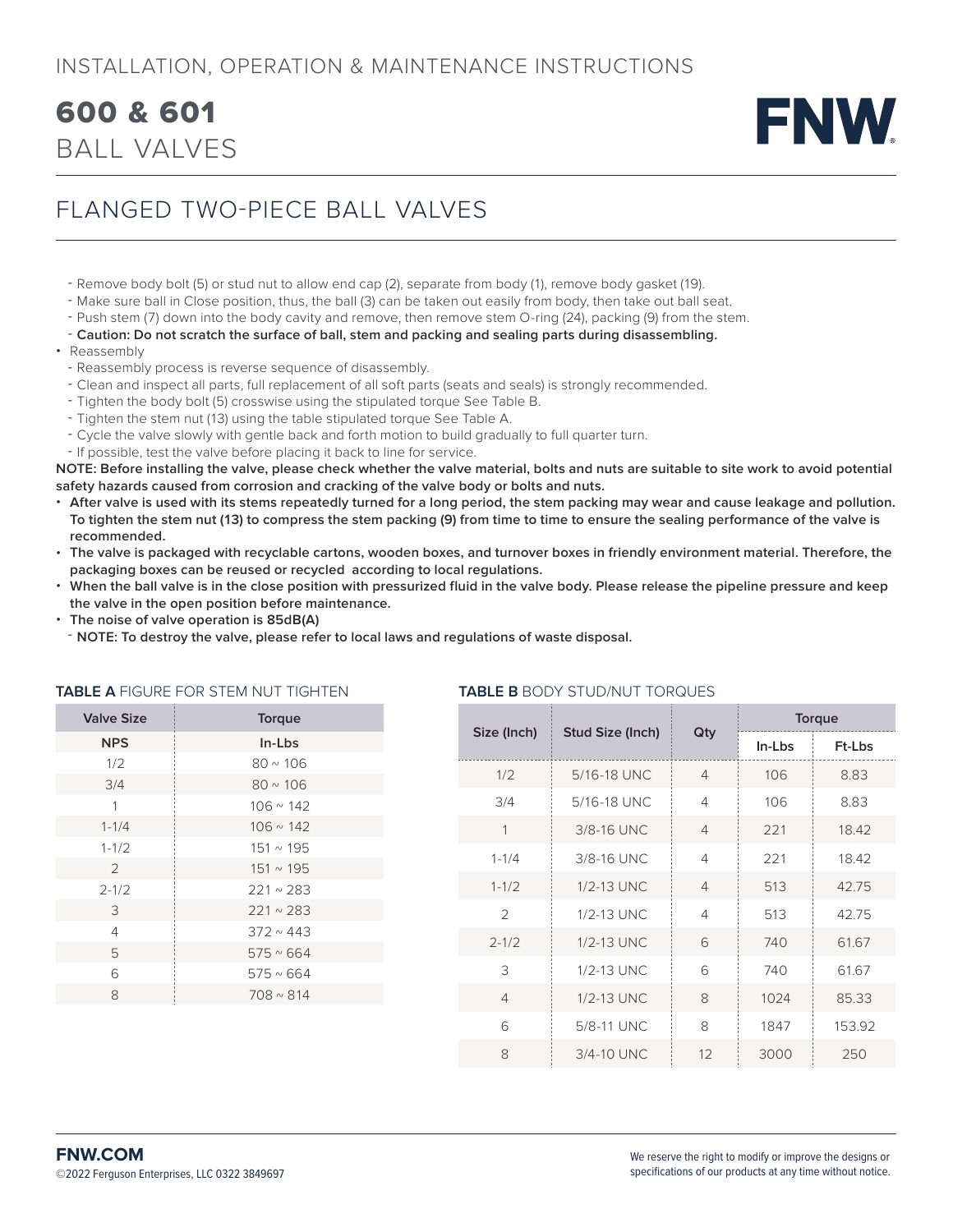# 600 & 601 BALL VALVES

## FLANGED TWO-PIECE BALL VALVES

- Remove body bolt (5) or stud nut to allow end cap (2), separate from body (1), remove body gasket (19).
- Make sure ball in Close position, thus, the ball (3) can be taken out easily from body, then take out ball seat.
- Push stem (7) down into the body cavity and remove, then remove stem O-ring (24), packing (9) from the stem.
- **Caution: Do not scratch the surface of ball, stem and packing and sealing parts during disassembling.**

• Reassembly
  - Reassembly process is reverse sequence of disassembly.
  - Clean and inspect all parts, full replacement of all soft parts (seats and seals) is strongly recommended.
  - Tighten the body bolt (5) crosswise using the stipulated torque See Table B.
  - Tighten the stem nut (13) using the table stipulated torque See Table A.
  - Cycle the valve slowly with gentle back and forth motion to build gradually to full quarter turn.
  - If possible, test the valve before placing it back to line for service.

**NOTE: Before installing the valve, please check whether the valve material, bolts and nuts are suitable to site work to avoid potential safety hazards caused from corrosion and cracking of the valve body or bolts and nuts.**

- **After valve is used with its stems repeatedly turned for a long period, the stem packing may wear and cause leakage and pollution. To tighten the stem nut (13) to compress the stem packing (9) from time to time to ensure the sealing performance of the valve is recommended.**
- **The valve is packaged with recyclable cartons, wooden boxes, and turnover boxes in friendly environment material. Therefore, the packaging boxes can be reused or recycled according to local regulations.**
- **When the ball valve is in the close position with pressurized fluid in the valve body. Please release the pipeline pressure and keep the valve in the open position before maintenance.**
- **The noise of valve operation is 85dB(A)**
  - **NOTE: To destroy the valve, please refer to local laws and regulations of waste disposal.**

**TABLE A** FIGURE FOR STEM NUT TIGHTEN

| Valve Size | Torque |
|---|---|
| **NPS** | **In-Lbs** |
| 1/2 | 80 ~ 106 |
| 3/4 | 80 ~ 106 |
| 1 | 106 ~ 142 |
| 1-1/4 | 106 ~ 142 |
| 1-1/2 | 151 ~ 195 |
| 2 | 151 ~ 195 |
| 2-1/2 | 221 ~ 283 |
| 3 | 221 ~ 283 |
| 4 | 372 ~ 443 |
| 5 | 575 ~ 664 |
| 6 | 575 ~ 664 |
| 8 | 708 ~ 814 |

**TABLE B** BODY STUD/NUT TORQUES

| Size (Inch) | Stud Size (Inch) | Qty | Torque | |
|---|---|---|---|---|
| | | | In-Lbs | Ft-Lbs |
| 1/2 | 5/16-18 UNC | 4 | 106 | 8.83 |
| 3/4 | 5/16-18 UNC | 4 | 106 | 8.83 |
| 1 | 3/8-16 UNC | 4 | 221 | 18.42 |
| 1-1/4 | 3/8-16 UNC | 4 | 221 | 18.42 |
| 1-1/2 | 1/2-13 UNC | 4 | 513 | 42.75 |
| 2 | 1/2-13 UNC | 4 | 513 | 42.75 |
| 2-1/2 | 1/2-13 UNC | 6 | 740 | 61.67 |
| 3 | 1/2-13 UNC | 6 | 740 | 61.67 |
| 4 | 1/2-13 UNC | 8 | 1024 | 85.33 |
| 6 | 5/8-11 UNC | 8 | 1847 | 153.92 |
| 8 | 3/4-10 UNC | 12 | 3000 | 250 |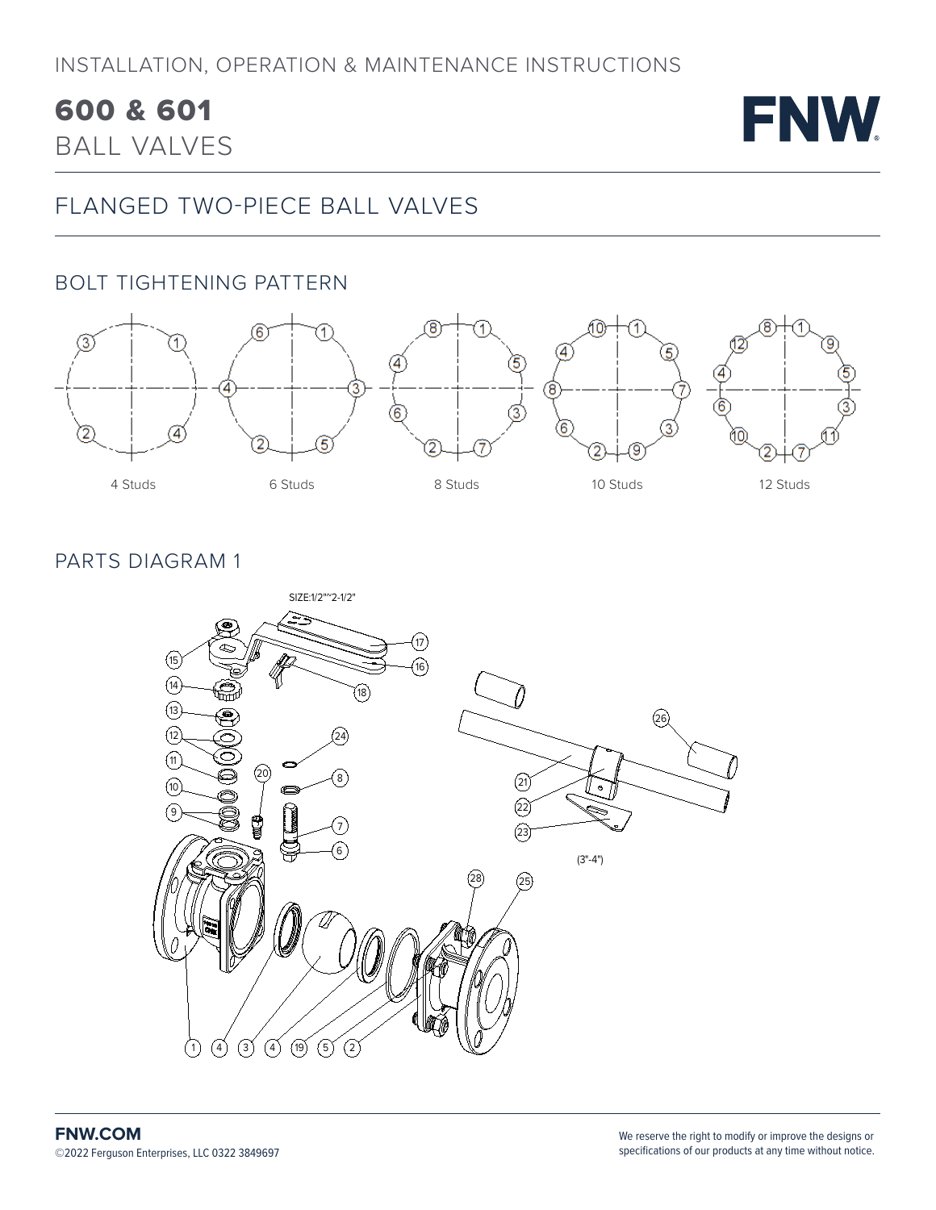# 600 & 601 BALL VALVES

## FLANGED TWO-PIECE BALL VALVES

### BOLT TIGHTENING PATTERN

4 Studs    6 Studs    8 Studs    10 Studs    12 Studs

### PARTS DIAGRAM 1

SIZE:1/2"~2-1/2"

(3"-4")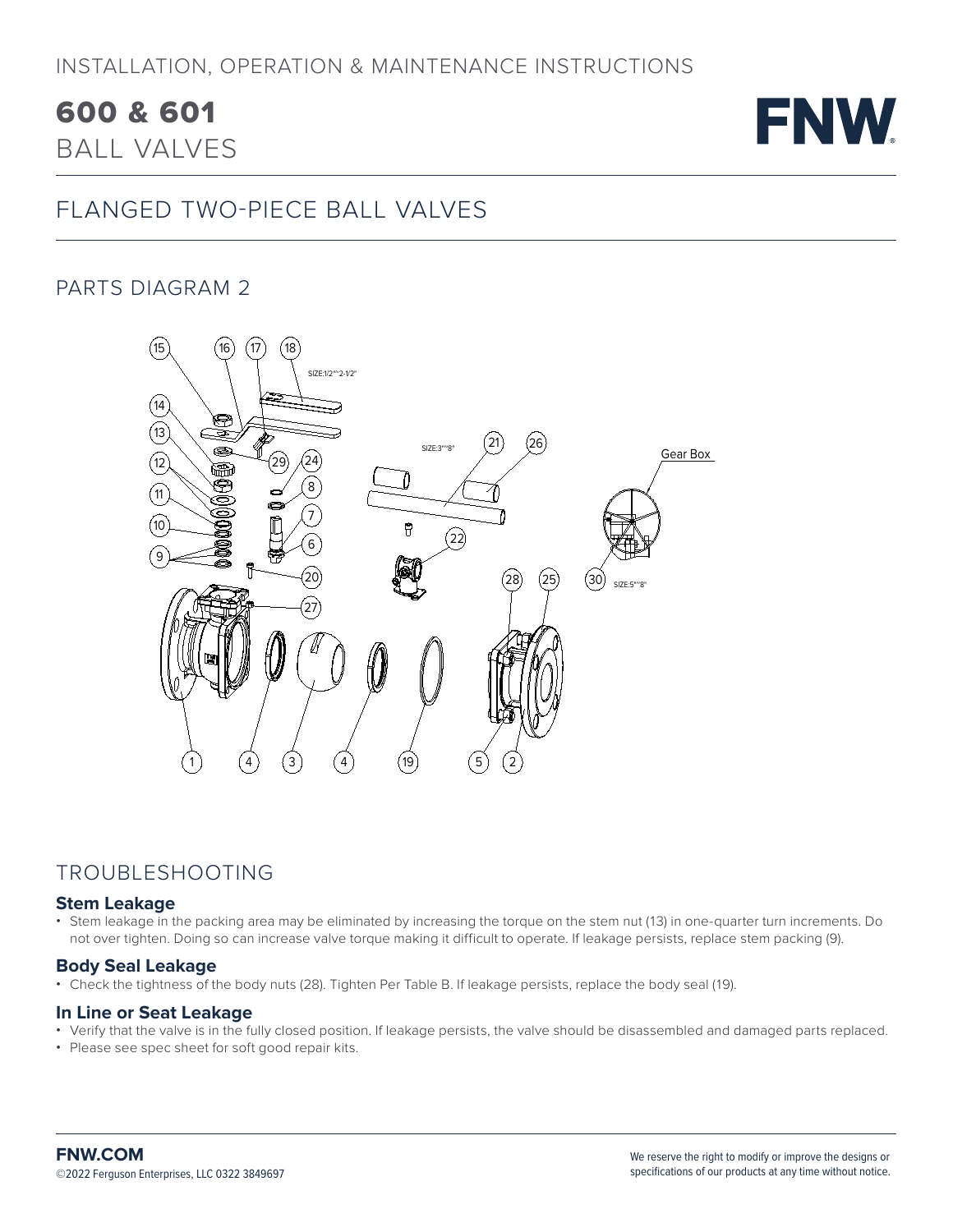# 600 & 601
## BALL VALVES

## FLANGED TWO-PIECE BALL VALVES

## PARTS DIAGRAM 2

## TROUBLESHOOTING

### Stem Leakage

- Stem leakage in the packing area may be eliminated by increasing the torque on the stem nut (13) in one-quarter turn increments. Do not over tighten. Doing so can increase valve torque making it difficult to operate. If leakage persists, replace stem packing (9).

### Body Seal Leakage

- Check the tightness of the body nuts (28). Tighten Per Table B. If leakage persists, replace the body seal (19).

### In Line or Seat Leakage

- Verify that the valve is in the fully closed position. If leakage persists, the valve should be disassembled and damaged parts replaced.
- Please see spec sheet for soft good repair kits.

**FNW.COM**
©2022 Ferguson Enterprises, LLC 0322 3849697

We reserve the right to modify or improve the designs or specifications of our products at any time without notice.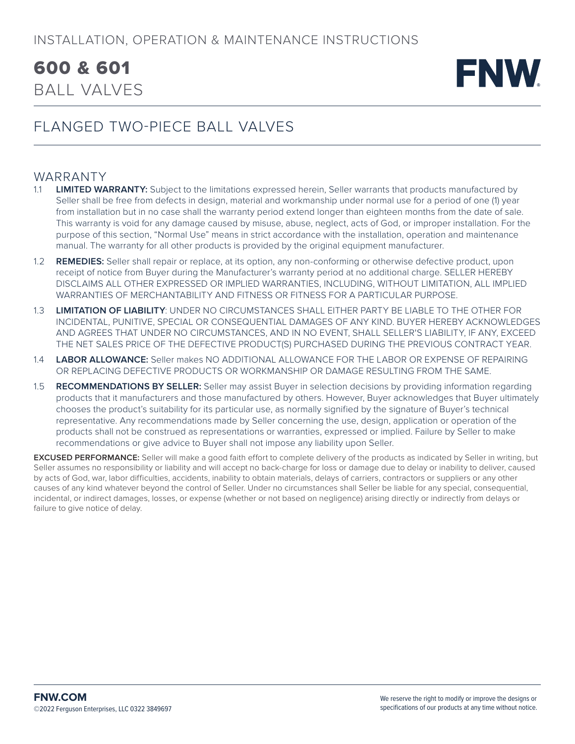INSTALLATION, OPERATION & MAINTENANCE INSTRUCTIONS

# 600 & 601
BALL VALVES

FNW

## FLANGED TWO-PIECE BALL VALVES

## WARRANTY

1.1 **LIMITED WARRANTY:** Subject to the limitations expressed herein, Seller warrants that products manufactured by Seller shall be free from defects in design, material and workmanship under normal use for a period of one (1) year from installation but in no case shall the warranty period extend longer than eighteen months from the date of sale. This warranty is void for any damage caused by misuse, abuse, neglect, acts of God, or improper installation. For the purpose of this section, "Normal Use" means in strict accordance with the installation, operation and maintenance manual. The warranty for all other products is provided by the original equipment manufacturer.

1.2 **REMEDIES:** Seller shall repair or replace, at its option, any non-conforming or otherwise defective product, upon receipt of notice from Buyer during the Manufacturer's warranty period at no additional charge. SELLER HEREBY DISCLAIMS ALL OTHER EXPRESSED OR IMPLIED WARRANTIES, INCLUDING, WITHOUT LIMITATION, ALL IMPLIED WARRANTIES OF MERCHANTABILITY AND FITNESS OR FITNESS FOR A PARTICULAR PURPOSE.

1.3 **LIMITATION OF LIABILITY**: UNDER NO CIRCUMSTANCES SHALL EITHER PARTY BE LIABLE TO THE OTHER FOR INCIDENTAL, PUNITIVE, SPECIAL OR CONSEQUENTIAL DAMAGES OF ANY KIND. BUYER HEREBY ACKNOWLEDGES AND AGREES THAT UNDER NO CIRCUMSTANCES, AND IN NO EVENT, SHALL SELLER'S LIABILITY, IF ANY, EXCEED THE NET SALES PRICE OF THE DEFECTIVE PRODUCT(S) PURCHASED DURING THE PREVIOUS CONTRACT YEAR.

1.4 **LABOR ALLOWANCE:** Seller makes NO ADDITIONAL ALLOWANCE FOR THE LABOR OR EXPENSE OF REPAIRING OR REPLACING DEFECTIVE PRODUCTS OR WORKMANSHIP OR DAMAGE RESULTING FROM THE SAME.

1.5 **RECOMMENDATIONS BY SELLER:** Seller may assist Buyer in selection decisions by providing information regarding products that it manufacturers and those manufactured by others. However, Buyer acknowledges that Buyer ultimately chooses the product's suitability for its particular use, as normally signified by the signature of Buyer's technical representative. Any recommendations made by Seller concerning the use, design, application or operation of the products shall not be construed as representations or warranties, expressed or implied. Failure by Seller to make recommendations or give advice to Buyer shall not impose any liability upon Seller.

**EXCUSED PERFORMANCE:** Seller will make a good faith effort to complete delivery of the products as indicated by Seller in writing, but Seller assumes no responsibility or liability and will accept no back-charge for loss or damage due to delay or inability to deliver, caused by acts of God, war, labor difficulties, accidents, inability to obtain materials, delays of carriers, contractors or suppliers or any other causes of any kind whatever beyond the control of Seller. Under no circumstances shall Seller be liable for any special, consequential, incidental, or indirect damages, losses, or expense (whether or not based on negligence) arising directly or indirectly from delays or failure to give notice of delay.

**FNW.COM**
©2022 Ferguson Enterprises, LLC 0322 3849697

We reserve the right to modify or improve the designs or specifications of our products at any time without notice.